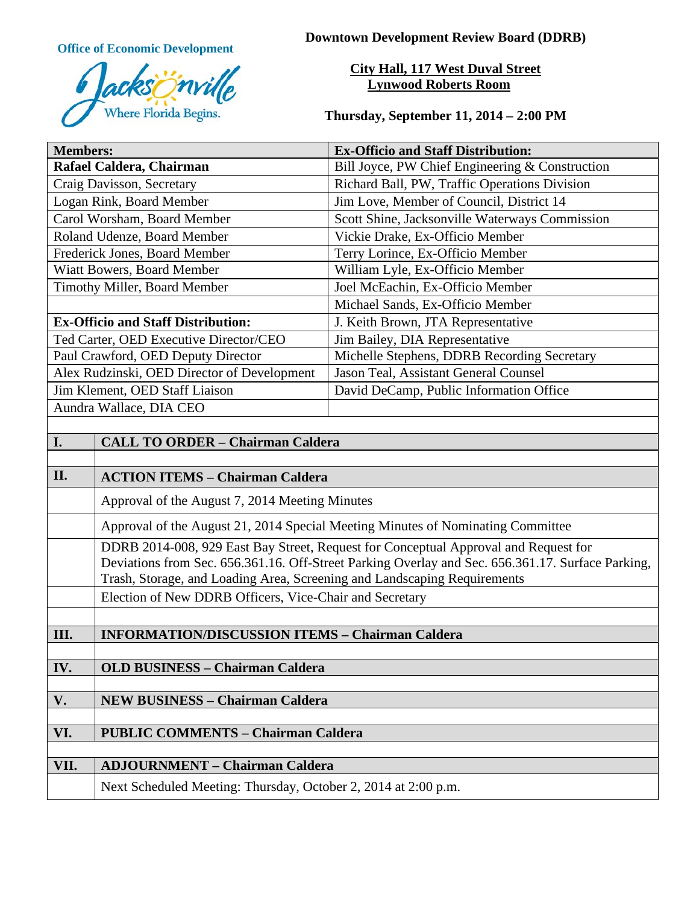**Office of Economic Development**

Jacksonville
Where Florida Begins.

**Downtown Development Review Board (DDRB)**

**City Hall, 117 West Duval Street**
**Lynwood Roberts Room**

**Thursday, September 11, 2014 – 2:00 PM**

| **Members:** | **Ex-Officio and Staff Distribution:** |
|---|---|
| **Rafael Caldera, Chairman** | Bill Joyce, PW Chief Engineering & Construction |
| Craig Davisson, Secretary | Richard Ball, PW, Traffic Operations Division |
| Logan Rink, Board Member | Jim Love, Member of Council, District 14 |
| Carol Worsham, Board Member | Scott Shine, Jacksonville Waterways Commission |
| Roland Udenze, Board Member | Vickie Drake, Ex-Officio Member |
| Frederick Jones, Board Member | Terry Lorince, Ex-Officio Member |
| Wiatt Bowers, Board Member | William Lyle, Ex-Officio Member |
| Timothy Miller, Board Member | Joel McEachin, Ex-Officio Member |
| | Michael Sands, Ex-Officio Member |
| **Ex-Officio and Staff Distribution:** | J. Keith Brown, JTA Representative |
| Ted Carter, OED Executive Director/CEO | Jim Bailey, DIA Representative |
| Paul Crawford, OED Deputy Director | Michelle Stephens, DDRB Recording Secretary |
| Alex Rudzinski, OED Director of Development | Jason Teal, Assistant General Counsel |
| Jim Klement, OED Staff Liaison | David DeCamp, Public Information Office |
| Aundra Wallace, DIA CEO | |

| | |
|---|---|
| **I.** | **CALL TO ORDER – Chairman Caldera** |
| | |
| **II.** | **ACTION ITEMS – Chairman Caldera** |
| | Approval of the August 7, 2014 Meeting Minutes |
| | Approval of the August 21, 2014 Special Meeting Minutes of Nominating Committee |
| | DDRB 2014-008, 929 East Bay Street, Request for Conceptual Approval and Request for Deviations from Sec. 656.361.16. Off-Street Parking Overlay and Sec. 656.361.17. Surface Parking, Trash, Storage, and Loading Area, Screening and Landscaping Requirements |
| | Election of New DDRB Officers, Vice-Chair and Secretary |
| | |
| **III.** | **INFORMATION/DISCUSSION ITEMS – Chairman Caldera** |
| | |
| **IV.** | **OLD BUSINESS – Chairman Caldera** |
| | |
| **V.** | **NEW BUSINESS – Chairman Caldera** |
| | |
| **VI.** | **PUBLIC COMMENTS – Chairman Caldera** |
| | |
| **VII.** | **ADJOURNMENT – Chairman Caldera** |
| | Next Scheduled Meeting: Thursday, October 2, 2014 at 2:00 p.m. |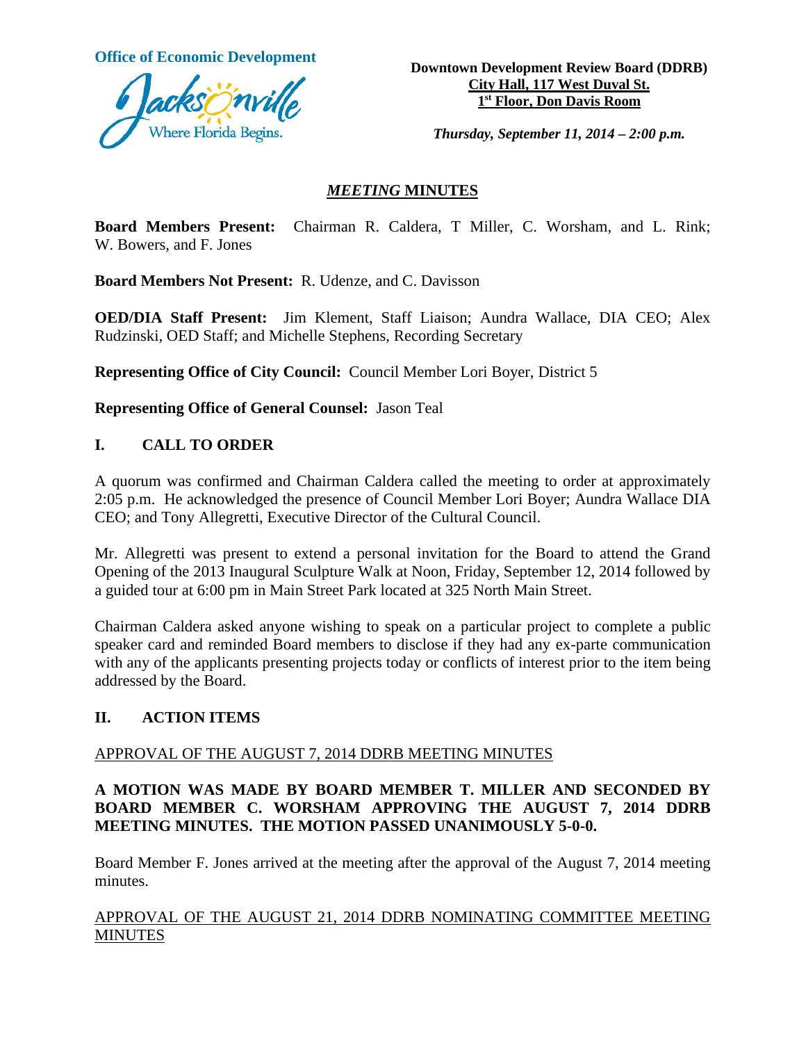**Office of Economic Development**

**Downtown Development Review Board (DDRB)**
**City Hall, 117 West Duval St.**
**1st Floor, Don Davis Room**

***Thursday, September 11, 2014 – 2:00 p.m.***

## *MEETING* MINUTES

**Board Members Present:** Chairman R. Caldera, T Miller, C. Worsham, and L. Rink; W. Bowers, and F. Jones

**Board Members Not Present:** R. Udenze, and C. Davisson

**OED/DIA Staff Present:** Jim Klement, Staff Liaison; Aundra Wallace, DIA CEO; Alex Rudzinski, OED Staff; and Michelle Stephens, Recording Secretary

**Representing Office of City Council:** Council Member Lori Boyer, District 5

**Representing Office of General Counsel:** Jason Teal

## I. CALL TO ORDER

A quorum was confirmed and Chairman Caldera called the meeting to order at approximately 2:05 p.m. He acknowledged the presence of Council Member Lori Boyer; Aundra Wallace DIA CEO; and Tony Allegretti, Executive Director of the Cultural Council.

Mr. Allegretti was present to extend a personal invitation for the Board to attend the Grand Opening of the 2013 Inaugural Sculpture Walk at Noon, Friday, September 12, 2014 followed by a guided tour at 6:00 pm in Main Street Park located at 325 North Main Street.

Chairman Caldera asked anyone wishing to speak on a particular project to complete a public speaker card and reminded Board members to disclose if they had any ex-parte communication with any of the applicants presenting projects today or conflicts of interest prior to the item being addressed by the Board.

## II. ACTION ITEMS

APPROVAL OF THE AUGUST 7, 2014 DDRB MEETING MINUTES

**A MOTION WAS MADE BY BOARD MEMBER T. MILLER AND SECONDED BY BOARD MEMBER C. WORSHAM APPROVING THE AUGUST 7, 2014 DDRB MEETING MINUTES. THE MOTION PASSED UNANIMOUSLY 5-0-0.**

Board Member F. Jones arrived at the meeting after the approval of the August 7, 2014 meeting minutes.

APPROVAL OF THE AUGUST 21, 2014 DDRB NOMINATING COMMITTEE MEETING MINUTES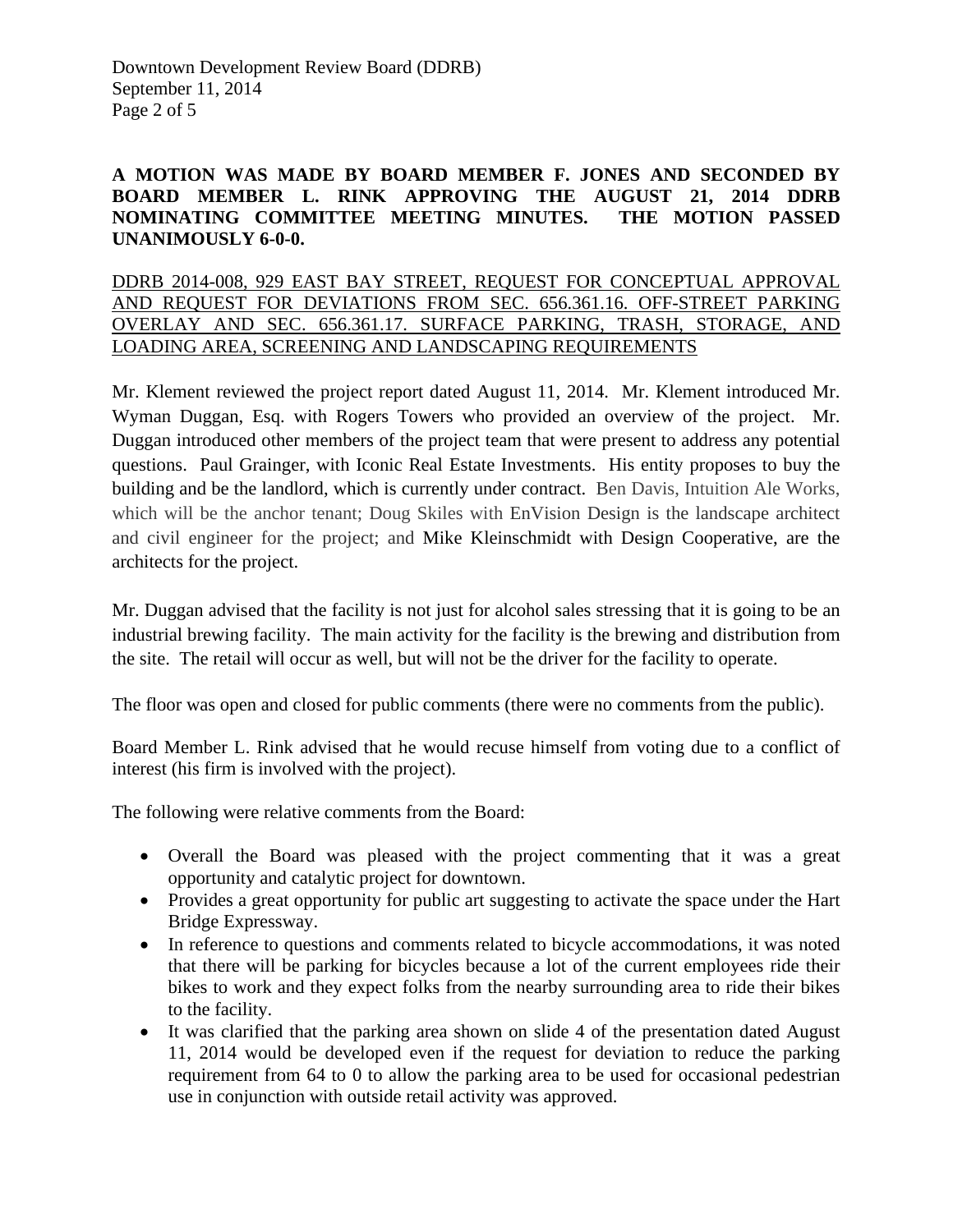**A MOTION WAS MADE BY BOARD MEMBER F. JONES AND SECONDED BY BOARD MEMBER L. RINK APPROVING THE AUGUST 21, 2014 DDRB NOMINATING COMMITTEE MEETING MINUTES. THE MOTION PASSED UNANIMOUSLY 6-0-0.**

DDRB 2014-008, 929 EAST BAY STREET, REQUEST FOR CONCEPTUAL APPROVAL AND REQUEST FOR DEVIATIONS FROM SEC. 656.361.16. OFF-STREET PARKING OVERLAY AND SEC. 656.361.17. SURFACE PARKING, TRASH, STORAGE, AND LOADING AREA, SCREENING AND LANDSCAPING REQUIREMENTS

Mr. Klement reviewed the project report dated August 11, 2014. Mr. Klement introduced Mr. Wyman Duggan, Esq. with Rogers Towers who provided an overview of the project. Mr. Duggan introduced other members of the project team that were present to address any potential questions. Paul Grainger, with Iconic Real Estate Investments. His entity proposes to buy the building and be the landlord, which is currently under contract. Ben Davis, Intuition Ale Works, which will be the anchor tenant; Doug Skiles with EnVision Design is the landscape architect and civil engineer for the project; and Mike Kleinschmidt with Design Cooperative, are the architects for the project.

Mr. Duggan advised that the facility is not just for alcohol sales stressing that it is going to be an industrial brewing facility. The main activity for the facility is the brewing and distribution from the site. The retail will occur as well, but will not be the driver for the facility to operate.

The floor was open and closed for public comments (there were no comments from the public).

Board Member L. Rink advised that he would recuse himself from voting due to a conflict of interest (his firm is involved with the project).

The following were relative comments from the Board:

- Overall the Board was pleased with the project commenting that it was a great opportunity and catalytic project for downtown.
- Provides a great opportunity for public art suggesting to activate the space under the Hart Bridge Expressway.
- In reference to questions and comments related to bicycle accommodations, it was noted that there will be parking for bicycles because a lot of the current employees ride their bikes to work and they expect folks from the nearby surrounding area to ride their bikes to the facility.
- It was clarified that the parking area shown on slide 4 of the presentation dated August 11, 2014 would be developed even if the request for deviation to reduce the parking requirement from 64 to 0 to allow the parking area to be used for occasional pedestrian use in conjunction with outside retail activity was approved.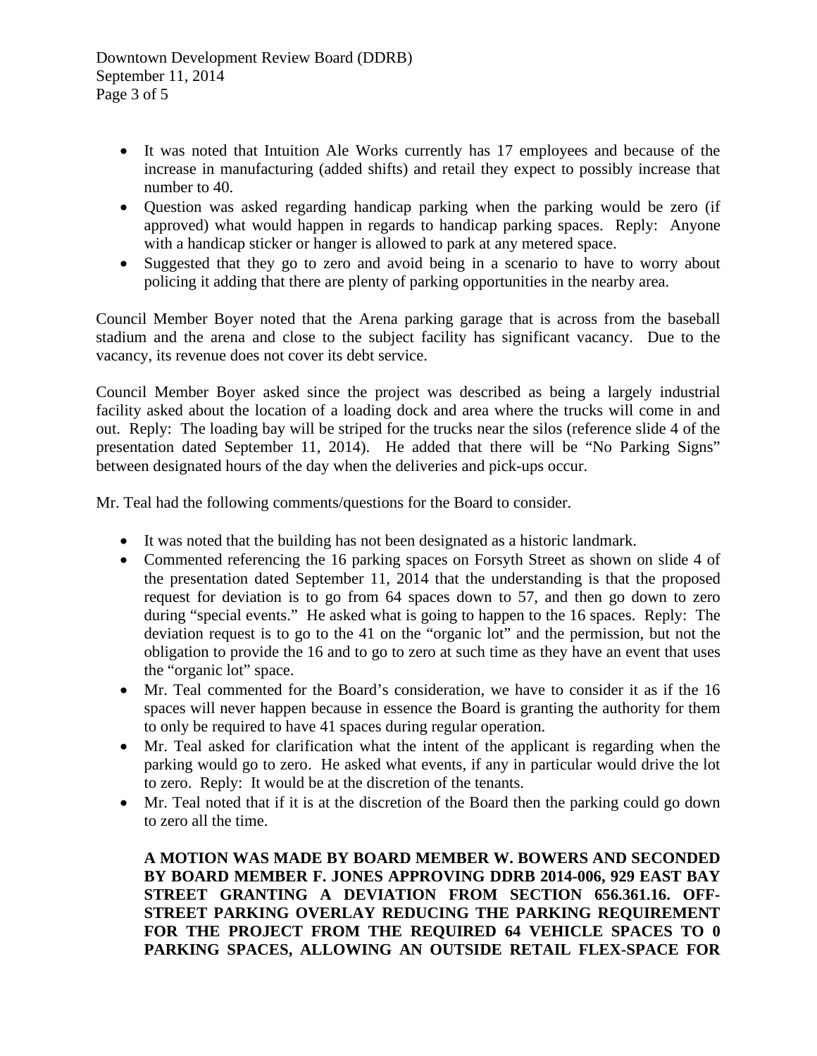- It was noted that Intuition Ale Works currently has 17 employees and because of the increase in manufacturing (added shifts) and retail they expect to possibly increase that number to 40.
- Question was asked regarding handicap parking when the parking would be zero (if approved) what would happen in regards to handicap parking spaces. Reply: Anyone with a handicap sticker or hanger is allowed to park at any metered space.
- Suggested that they go to zero and avoid being in a scenario to have to worry about policing it adding that there are plenty of parking opportunities in the nearby area.

Council Member Boyer noted that the Arena parking garage that is across from the baseball stadium and the arena and close to the subject facility has significant vacancy. Due to the vacancy, its revenue does not cover its debt service.

Council Member Boyer asked since the project was described as being a largely industrial facility asked about the location of a loading dock and area where the trucks will come in and out. Reply: The loading bay will be striped for the trucks near the silos (reference slide 4 of the presentation dated September 11, 2014). He added that there will be "No Parking Signs" between designated hours of the day when the deliveries and pick-ups occur.

Mr. Teal had the following comments/questions for the Board to consider.

- It was noted that the building has not been designated as a historic landmark.
- Commented referencing the 16 parking spaces on Forsyth Street as shown on slide 4 of the presentation dated September 11, 2014 that the understanding is that the proposed request for deviation is to go from 64 spaces down to 57, and then go down to zero during "special events." He asked what is going to happen to the 16 spaces. Reply: The deviation request is to go to the 41 on the "organic lot" and the permission, but not the obligation to provide the 16 and to go to zero at such time as they have an event that uses the "organic lot" space.
- Mr. Teal commented for the Board's consideration, we have to consider it as if the 16 spaces will never happen because in essence the Board is granting the authority for them to only be required to have 41 spaces during regular operation.
- Mr. Teal asked for clarification what the intent of the applicant is regarding when the parking would go to zero. He asked what events, if any in particular would drive the lot to zero. Reply: It would be at the discretion of the tenants.
- Mr. Teal noted that if it is at the discretion of the Board then the parking could go down to zero all the time.

**A MOTION WAS MADE BY BOARD MEMBER W. BOWERS AND SECONDED BY BOARD MEMBER F. JONES APPROVING DDRB 2014-006, 929 EAST BAY STREET GRANTING A DEVIATION FROM SECTION 656.361.16. OFF-STREET PARKING OVERLAY REDUCING THE PARKING REQUIREMENT FOR THE PROJECT FROM THE REQUIRED 64 VEHICLE SPACES TO 0 PARKING SPACES, ALLOWING AN OUTSIDE RETAIL FLEX-SPACE FOR**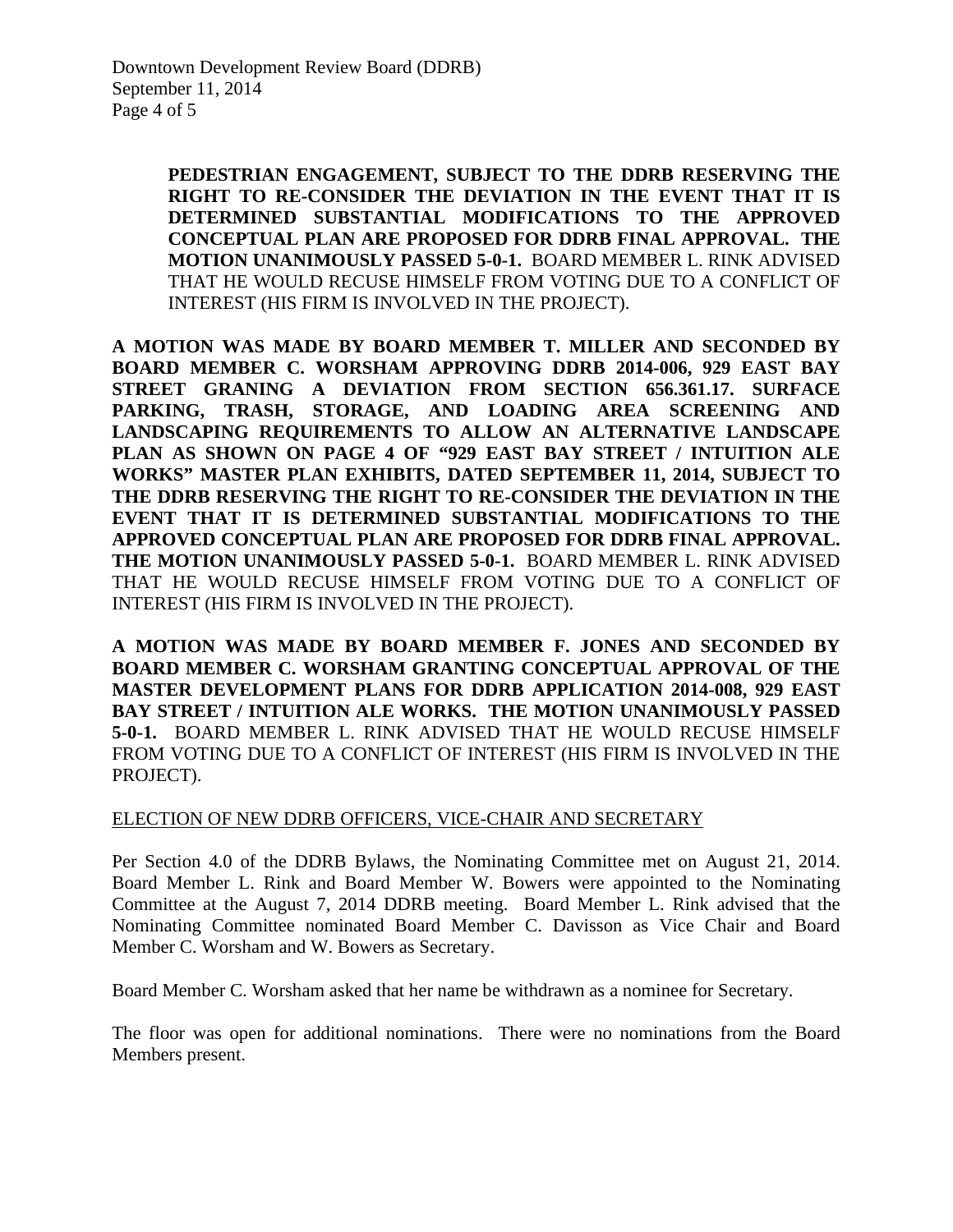**PEDESTRIAN ENGAGEMENT, SUBJECT TO THE DDRB RESERVING THE RIGHT TO RE-CONSIDER THE DEVIATION IN THE EVENT THAT IT IS DETERMINED SUBSTANTIAL MODIFICATIONS TO THE APPROVED CONCEPTUAL PLAN ARE PROPOSED FOR DDRB FINAL APPROVAL. THE MOTION UNANIMOUSLY PASSED 5-0-1.** BOARD MEMBER L. RINK ADVISED THAT HE WOULD RECUSE HIMSELF FROM VOTING DUE TO A CONFLICT OF INTEREST (HIS FIRM IS INVOLVED IN THE PROJECT).

**A MOTION WAS MADE BY BOARD MEMBER T. MILLER AND SECONDED BY BOARD MEMBER C. WORSHAM APPROVING DDRB 2014-006, 929 EAST BAY STREET GRANING A DEVIATION FROM SECTION 656.361.17. SURFACE PARKING, TRASH, STORAGE, AND LOADING AREA SCREENING AND LANDSCAPING REQUIREMENTS TO ALLOW AN ALTERNATIVE LANDSCAPE PLAN AS SHOWN ON PAGE 4 OF "929 EAST BAY STREET / INTUITION ALE WORKS" MASTER PLAN EXHIBITS, DATED SEPTEMBER 11, 2014, SUBJECT TO THE DDRB RESERVING THE RIGHT TO RE-CONSIDER THE DEVIATION IN THE EVENT THAT IT IS DETERMINED SUBSTANTIAL MODIFICATIONS TO THE APPROVED CONCEPTUAL PLAN ARE PROPOSED FOR DDRB FINAL APPROVAL. THE MOTION UNANIMOUSLY PASSED 5-0-1.** BOARD MEMBER L. RINK ADVISED THAT HE WOULD RECUSE HIMSELF FROM VOTING DUE TO A CONFLICT OF INTEREST (HIS FIRM IS INVOLVED IN THE PROJECT).

**A MOTION WAS MADE BY BOARD MEMBER F. JONES AND SECONDED BY BOARD MEMBER C. WORSHAM GRANTING CONCEPTUAL APPROVAL OF THE MASTER DEVELOPMENT PLANS FOR DDRB APPLICATION 2014-008, 929 EAST BAY STREET / INTUITION ALE WORKS. THE MOTION UNANIMOUSLY PASSED 5-0-1.** BOARD MEMBER L. RINK ADVISED THAT HE WOULD RECUSE HIMSELF FROM VOTING DUE TO A CONFLICT OF INTEREST (HIS FIRM IS INVOLVED IN THE PROJECT).

## ELECTION OF NEW DDRB OFFICERS, VICE-CHAIR AND SECRETARY

Per Section 4.0 of the DDRB Bylaws, the Nominating Committee met on August 21, 2014. Board Member L. Rink and Board Member W. Bowers were appointed to the Nominating Committee at the August 7, 2014 DDRB meeting. Board Member L. Rink advised that the Nominating Committee nominated Board Member C. Davisson as Vice Chair and Board Member C. Worsham and W. Bowers as Secretary.

Board Member C. Worsham asked that her name be withdrawn as a nominee for Secretary.

The floor was open for additional nominations. There were no nominations from the Board Members present.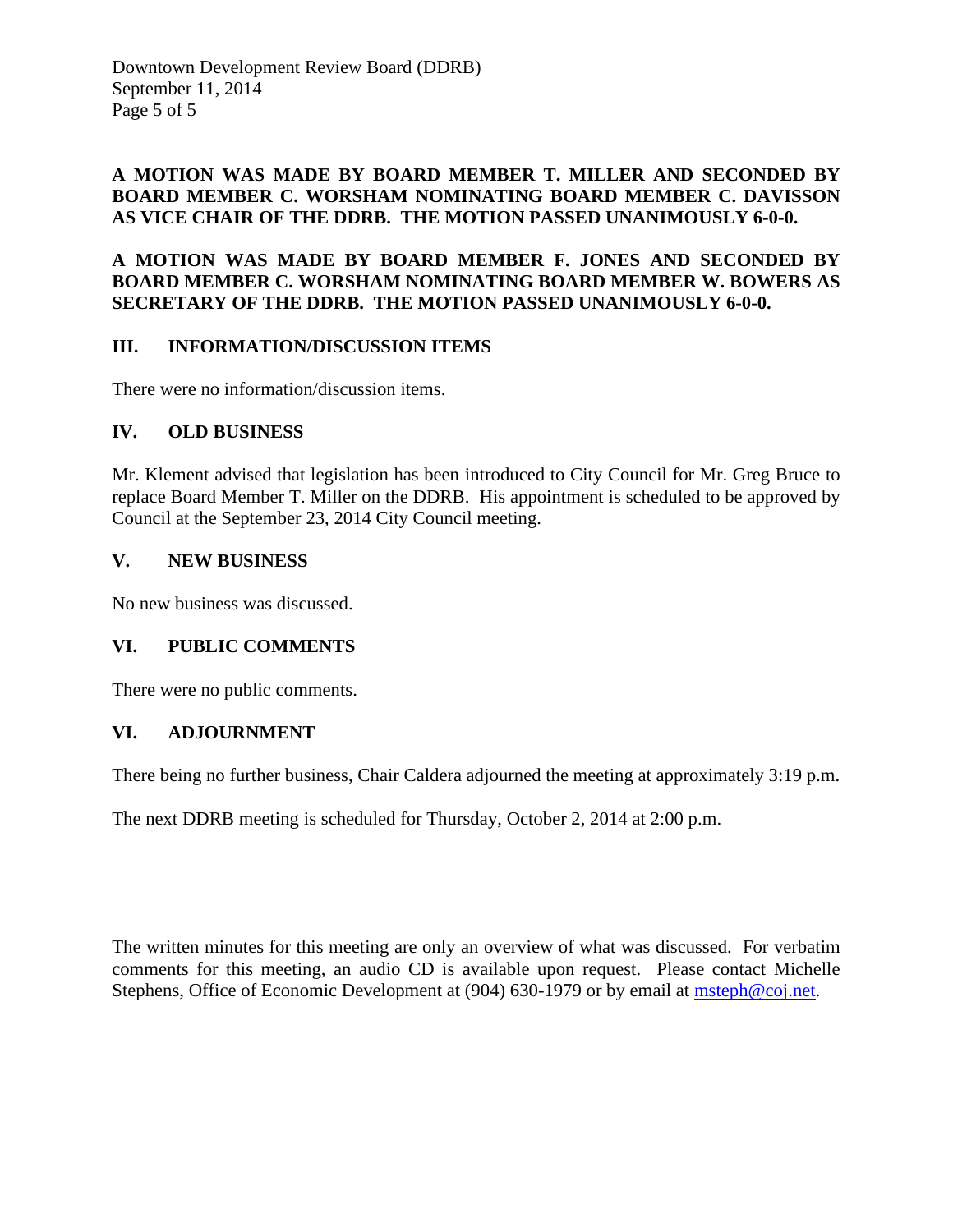**A MOTION WAS MADE BY BOARD MEMBER T. MILLER AND SECONDED BY BOARD MEMBER C. WORSHAM NOMINATING BOARD MEMBER C. DAVISSON AS VICE CHAIR OF THE DDRB. THE MOTION PASSED UNANIMOUSLY 6-0-0.**

**A MOTION WAS MADE BY BOARD MEMBER F. JONES AND SECONDED BY BOARD MEMBER C. WORSHAM NOMINATING BOARD MEMBER W. BOWERS AS SECRETARY OF THE DDRB. THE MOTION PASSED UNANIMOUSLY 6-0-0.**

## III. INFORMATION/DISCUSSION ITEMS

There were no information/discussion items.

## IV. OLD BUSINESS

Mr. Klement advised that legislation has been introduced to City Council for Mr. Greg Bruce to replace Board Member T. Miller on the DDRB. His appointment is scheduled to be approved by Council at the September 23, 2014 City Council meeting.

## V. NEW BUSINESS

No new business was discussed.

## VI. PUBLIC COMMENTS

There were no public comments.

## VI. ADJOURNMENT

There being no further business, Chair Caldera adjourned the meeting at approximately 3:19 p.m.

The next DDRB meeting is scheduled for Thursday, October 2, 2014 at 2:00 p.m.

The written minutes for this meeting are only an overview of what was discussed. For verbatim comments for this meeting, an audio CD is available upon request. Please contact Michelle Stephens, Office of Economic Development at (904) 630-1979 or by email at msteph@coj.net.